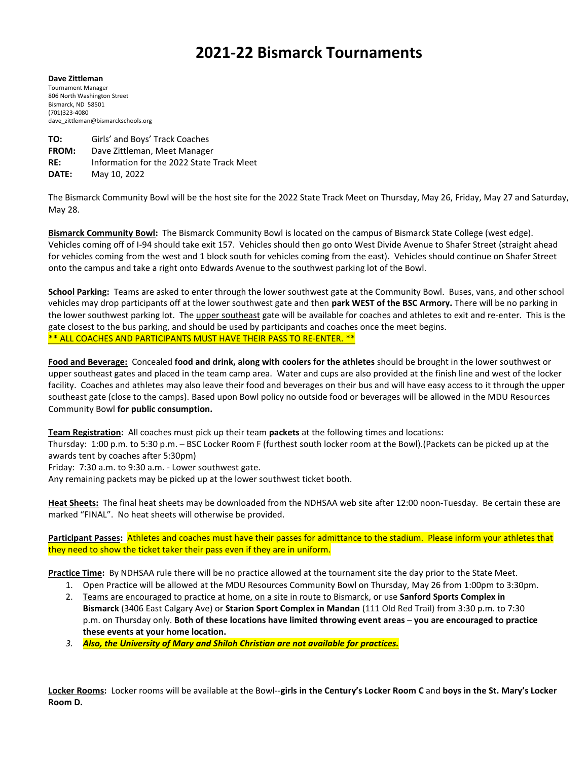# 2021-22 Bismarck Tournaments

**Dave Zittleman**
Tournament Manager
806 North Washington Street
Bismarck, ND 58501
(701)323-4080
dave_zittleman@bismarckschools.org

**TO:** Girls' and Boys' Track Coaches
**FROM:** Dave Zittleman, Meet Manager
**RE:** Information for the 2022 State Track Meet
**DATE:** May 10, 2022

The Bismarck Community Bowl will be the host site for the 2022 State Track Meet on Thursday, May 26, Friday, May 27 and Saturday, May 28.

**Bismarck Community Bowl:** The Bismarck Community Bowl is located on the campus of Bismarck State College (west edge). Vehicles coming off of I-94 should take exit 157. Vehicles should then go onto West Divide Avenue to Shafer Street (straight ahead for vehicles coming from the west and 1 block south for vehicles coming from the east). Vehicles should continue on Shafer Street onto the campus and take a right onto Edwards Avenue to the southwest parking lot of the Bowl.

**School Parking:** Teams are asked to enter through the lower southwest gate at the Community Bowl. Buses, vans, and other school vehicles may drop participants off at the lower southwest gate and then **park WEST of the BSC Armory.** There will be no parking in the lower southwest parking lot. The upper southeast gate will be available for coaches and athletes to exit and re-enter. This is the gate closest to the bus parking, and should be used by participants and coaches once the meet begins.
** ALL COACHES AND PARTICIPANTS MUST HAVE THEIR PASS TO RE-ENTER. **

**Food and Beverage:** Concealed **food and drink, along with coolers for the athletes** should be brought in the lower southwest or upper southeast gates and placed in the team camp area. Water and cups are also provided at the finish line and west of the locker facility. Coaches and athletes may also leave their food and beverages on their bus and will have easy access to it through the upper southeast gate (close to the camps). Based upon Bowl policy no outside food or beverages will be allowed in the MDU Resources Community Bowl **for public consumption.**

**Team Registration:** All coaches must pick up their team **packets** at the following times and locations:
Thursday: 1:00 p.m. to 5:30 p.m. – BSC Locker Room F (furthest south locker room at the Bowl).(Packets can be picked up at the awards tent by coaches after 5:30pm)
Friday: 7:30 a.m. to 9:30 a.m. - Lower southwest gate.
Any remaining packets may be picked up at the lower southwest ticket booth.

**Heat Sheets:** The final heat sheets may be downloaded from the NDHSAA web site after 12:00 noon-Tuesday. Be certain these are marked "FINAL". No heat sheets will otherwise be provided.

**Participant Passes:** Athletes and coaches must have their passes for admittance to the stadium. Please inform your athletes that they need to show the ticket taker their pass even if they are in uniform.

**Practice Time:** By NDHSAA rule there will be no practice allowed at the tournament site the day prior to the State Meet.

1. Open Practice will be allowed at the MDU Resources Community Bowl on Thursday, May 26 from 1:00pm to 3:30pm.
2. Teams are encouraged to practice at home, on a site in route to Bismarck, or use **Sanford Sports Complex in Bismarck** (3406 East Calgary Ave) or **Starion Sport Complex in Mandan** (111 Old Red Trail) from 3:30 p.m. to 7:30 p.m. on Thursday only. **Both of these locations have limited throwing event areas** – **you are encouraged to practice these events at your home location.**
3. ***Also, the University of Mary and Shiloh Christian are not available for practices.***

**Locker Rooms:** Locker rooms will be available at the Bowl--**girls in the Century's Locker Room C** and **boys in the St. Mary's Locker Room D.**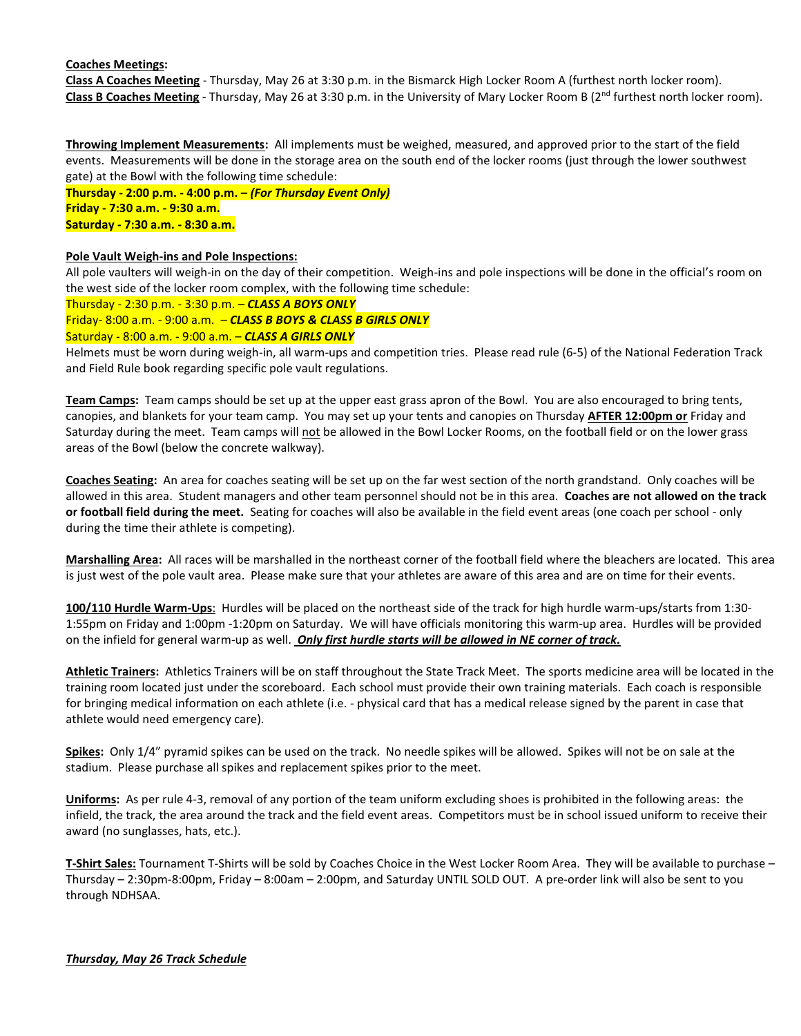**Coaches Meetings:**

**Class A Coaches Meeting** - Thursday, May 26 at 3:30 p.m. in the Bismarck High Locker Room A (furthest north locker room).

**Class B Coaches Meeting** - Thursday, May 26 at 3:30 p.m. in the University of Mary Locker Room B (2nd furthest north locker room).

**Throwing Implement Measurements:** All implements must be weighed, measured, and approved prior to the start of the field events. Measurements will be done in the storage area on the south end of the locker rooms (just through the lower southwest gate) at the Bowl with the following time schedule:

**Thursday - 2:00 p.m. - 4:00 p.m. – *(For Thursday Event Only)***
**Friday - 7:30 a.m. - 9:30 a.m.**
**Saturday - 7:30 a.m. - 8:30 a.m.**

**Pole Vault Weigh-ins and Pole Inspections:**

All pole vaulters will weigh-in on the day of their competition. Weigh-ins and pole inspections will be done in the official's room on the west side of the locker room complex, with the following time schedule:

Thursday - 2:30 p.m. - 3:30 p.m. – ***CLASS A BOYS ONLY***
Friday- 8:00 a.m. - 9:00 a.m. – ***CLASS B BOYS & CLASS B GIRLS ONLY***
Saturday - 8:00 a.m. - 9:00 a.m. – ***CLASS A GIRLS ONLY***

Helmets must be worn during weigh-in, all warm-ups and competition tries. Please read rule (6-5) of the National Federation Track and Field Rule book regarding specific pole vault regulations.

**Team Camps:** Team camps should be set up at the upper east grass apron of the Bowl. You are also encouraged to bring tents, canopies, and blankets for your team camp. You may set up your tents and canopies on Thursday **AFTER 12:00pm or** Friday and Saturday during the meet. Team camps will not be allowed in the Bowl Locker Rooms, on the football field or on the lower grass areas of the Bowl (below the concrete walkway).

**Coaches Seating:** An area for coaches seating will be set up on the far west section of the north grandstand. Only coaches will be allowed in this area. Student managers and other team personnel should not be in this area. **Coaches are not allowed on the track or football field during the meet.** Seating for coaches will also be available in the field event areas (one coach per school - only during the time their athlete is competing).

**Marshalling Area:** All races will be marshalled in the northeast corner of the football field where the bleachers are located. This area is just west of the pole vault area. Please make sure that your athletes are aware of this area and are on time for their events.

**100/110 Hurdle Warm-Ups**: Hurdles will be placed on the northeast side of the track for high hurdle warm-ups/starts from 1:30-1:55pm on Friday and 1:00pm -1:20pm on Saturday. We will have officials monitoring this warm-up area. Hurdles will be provided on the infield for general warm-up as well. ***Only first hurdle starts will be allowed in NE corner of track.***

**Athletic Trainers:** Athletics Trainers will be on staff throughout the State Track Meet. The sports medicine area will be located in the training room located just under the scoreboard. Each school must provide their own training materials. Each coach is responsible for bringing medical information on each athlete (i.e. - physical card that has a medical release signed by the parent in case that athlete would need emergency care).

**Spikes:** Only 1/4" pyramid spikes can be used on the track. No needle spikes will be allowed. Spikes will not be on sale at the stadium. Please purchase all spikes and replacement spikes prior to the meet.

**Uniforms:** As per rule 4-3, removal of any portion of the team uniform excluding shoes is prohibited in the following areas: the infield, the track, the area around the track and the field event areas. Competitors must be in school issued uniform to receive their award (no sunglasses, hats, etc.).

**T-Shirt Sales:** Tournament T-Shirts will be sold by Coaches Choice in the West Locker Room Area. They will be available to purchase – Thursday – 2:30pm-8:00pm, Friday – 8:00am – 2:00pm, and Saturday UNTIL SOLD OUT. A pre-order link will also be sent to you through NDHSAA.

***Thursday, May 26 Track Schedule***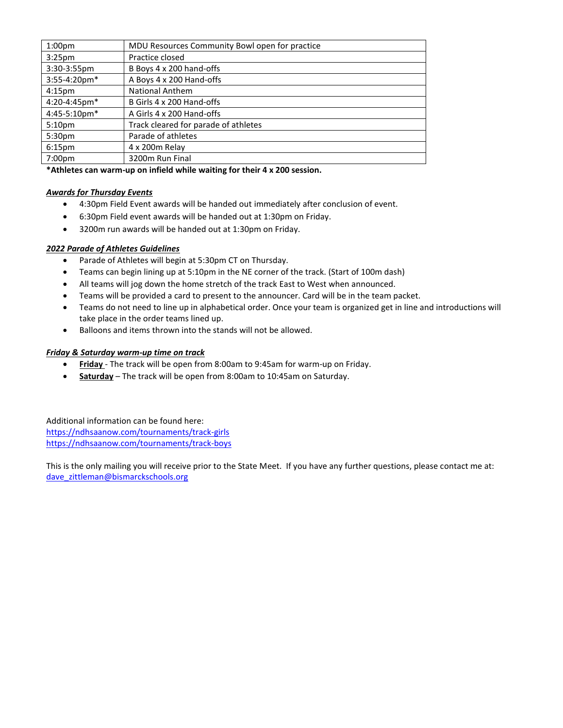| | |
|---|---|
| 1:00pm | MDU Resources Community Bowl open for practice |
| 3:25pm | Practice closed |
| 3:30-3:55pm | B Boys 4 x 200 hand-offs |
| 3:55-4:20pm* | A Boys 4 x 200 Hand-offs |
| 4:15pm | National Anthem |
| 4:20-4:45pm* | B Girls 4 x 200 Hand-offs |
| 4:45-5:10pm* | A Girls 4 x 200 Hand-offs |
| 5:10pm | Track cleared for parade of athletes |
| 5:30pm | Parade of athletes |
| 6:15pm | 4 x 200m Relay |
| 7:00pm | 3200m Run Final |

**\*Athletes can warm-up on infield while waiting for their 4 x 200 session.**

***Awards for Thursday Events***

- 4:30pm Field Event awards will be handed out immediately after conclusion of event.
- 6:30pm Field event awards will be handed out at 1:30pm on Friday.
- 3200m run awards will be handed out at 1:30pm on Friday.

***2022 Parade of Athletes Guidelines***

- Parade of Athletes will begin at 5:30pm CT on Thursday.
- Teams can begin lining up at 5:10pm in the NE corner of the track. (Start of 100m dash)
- All teams will jog down the home stretch of the track East to West when announced.
- Teams will be provided a card to present to the announcer. Card will be in the team packet.
- Teams do not need to line up in alphabetical order. Once your team is organized get in line and introductions will take place in the order teams lined up.
- Balloons and items thrown into the stands will not be allowed.

***Friday & Saturday warm-up time on track***

- **Friday** - The track will be open from 8:00am to 9:45am for warm-up on Friday.
- **Saturday** – The track will be open from 8:00am to 10:45am on Saturday.

Additional information can be found here:
https://ndhsaanow.com/tournaments/track-girls
https://ndhsaanow.com/tournaments/track-boys

This is the only mailing you will receive prior to the State Meet. If you have any further questions, please contact me at:
dave_zittleman@bismarckschools.org